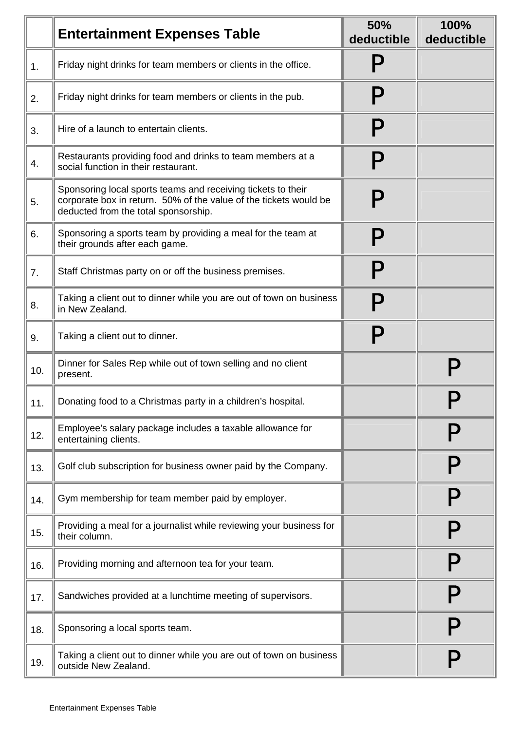| | Entertainment Expenses Table | 50% deductible | 100% deductible |
|---|---|---|---|
| 1. | Friday night drinks for team members or clients in the office. | P | |
| 2. | Friday night drinks for team members or clients in the pub. | P | |
| 3. | Hire of a launch to entertain clients. | P | |
| 4. | Restaurants providing food and drinks to team members at a social function in their restaurant. | P | |
| 5. | Sponsoring local sports teams and receiving tickets to their corporate box in return. 50% of the value of the tickets would be deducted from the total sponsorship. | P | |
| 6. | Sponsoring a sports team by providing a meal for the team at their grounds after each game. | P | |
| 7. | Staff Christmas party on or off the business premises. | P | |
| 8. | Taking a client out to dinner while you are out of town on business in New Zealand. | P | |
| 9. | Taking a client out to dinner. | P | |
| 10. | Dinner for Sales Rep while out of town selling and no client present. | | P |
| 11. | Donating food to a Christmas party in a children's hospital. | | P |
| 12. | Employee's salary package includes a taxable allowance for entertaining clients. | | P |
| 13. | Golf club subscription for business owner paid by the Company. | | P |
| 14. | Gym membership for team member paid by employer. | | P |
| 15. | Providing a meal for a journalist while reviewing your business for their column. | | P |
| 16. | Providing morning and afternoon tea for your team. | | P |
| 17. | Sandwiches provided at a lunchtime meeting of supervisors. | | P |
| 18. | Sponsoring a local sports team. | | P |
| 19. | Taking a client out to dinner while you are out of town on business outside New Zealand. | | P |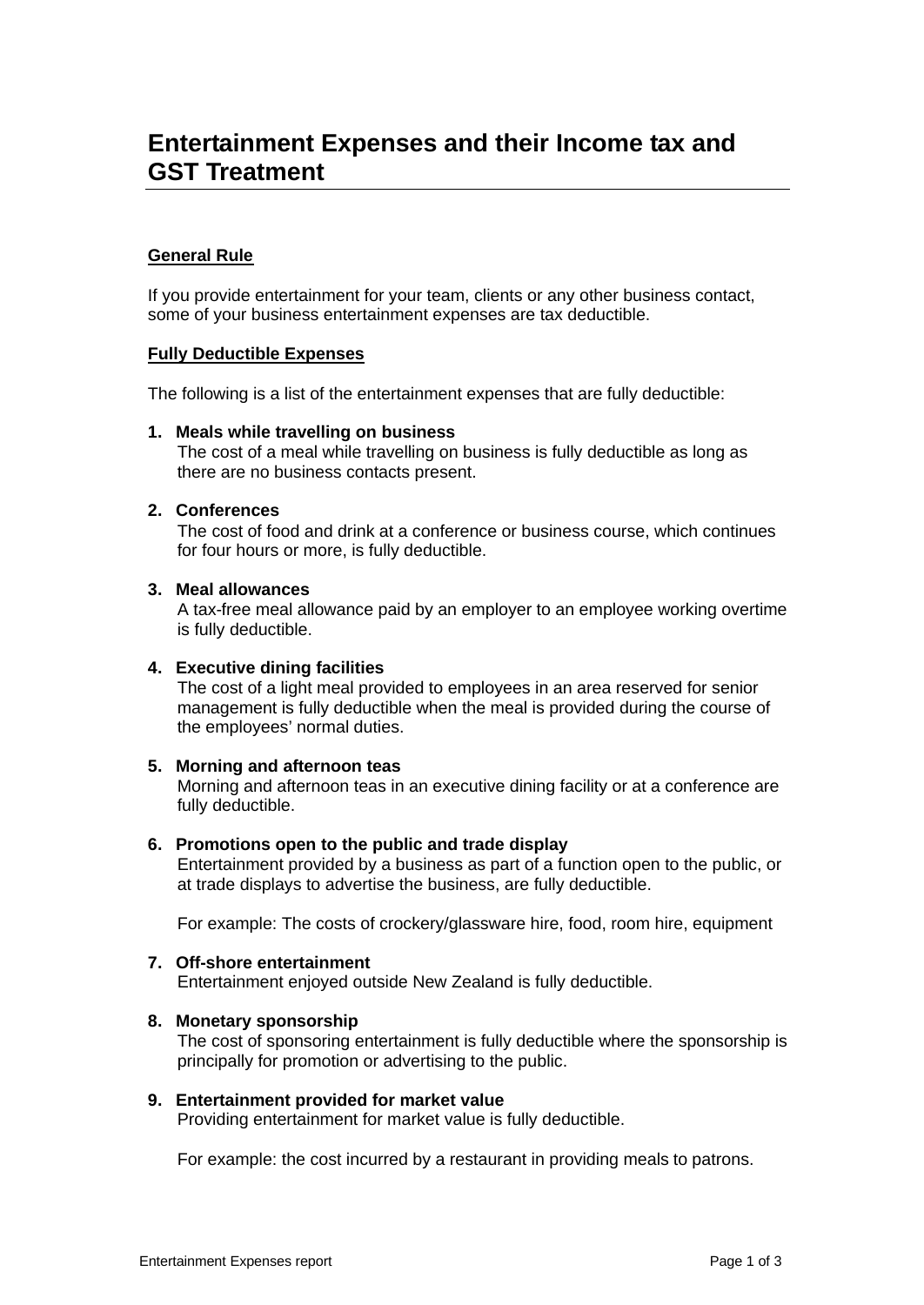# Entertainment Expenses and their Income tax and GST Treatment

**General Rule**

If you provide entertainment for your team, clients or any other business contact, some of your business entertainment expenses are tax deductible.

**Fully Deductible Expenses**

The following is a list of the entertainment expenses that are fully deductible:

1. **Meals while travelling on business**
   The cost of a meal while travelling on business is fully deductible as long as there are no business contacts present.

2. **Conferences**
   The cost of food and drink at a conference or business course, which continues for four hours or more, is fully deductible.

3. **Meal allowances**
   A tax-free meal allowance paid by an employer to an employee working overtime is fully deductible.

4. **Executive dining facilities**
   The cost of a light meal provided to employees in an area reserved for senior management is fully deductible when the meal is provided during the course of the employees' normal duties.

5. **Morning and afternoon teas**
   Morning and afternoon teas in an executive dining facility or at a conference are fully deductible.

6. **Promotions open to the public and trade display**
   Entertainment provided by a business as part of a function open to the public, or at trade displays to advertise the business, are fully deductible.

   For example: The costs of crockery/glassware hire, food, room hire, equipment

7. **Off-shore entertainment**
   Entertainment enjoyed outside New Zealand is fully deductible.

8. **Monetary sponsorship**
   The cost of sponsoring entertainment is fully deductible where the sponsorship is principally for promotion or advertising to the public.

9. **Entertainment provided for market value**
   Providing entertainment for market value is fully deductible.

   For example: the cost incurred by a restaurant in providing meals to patrons.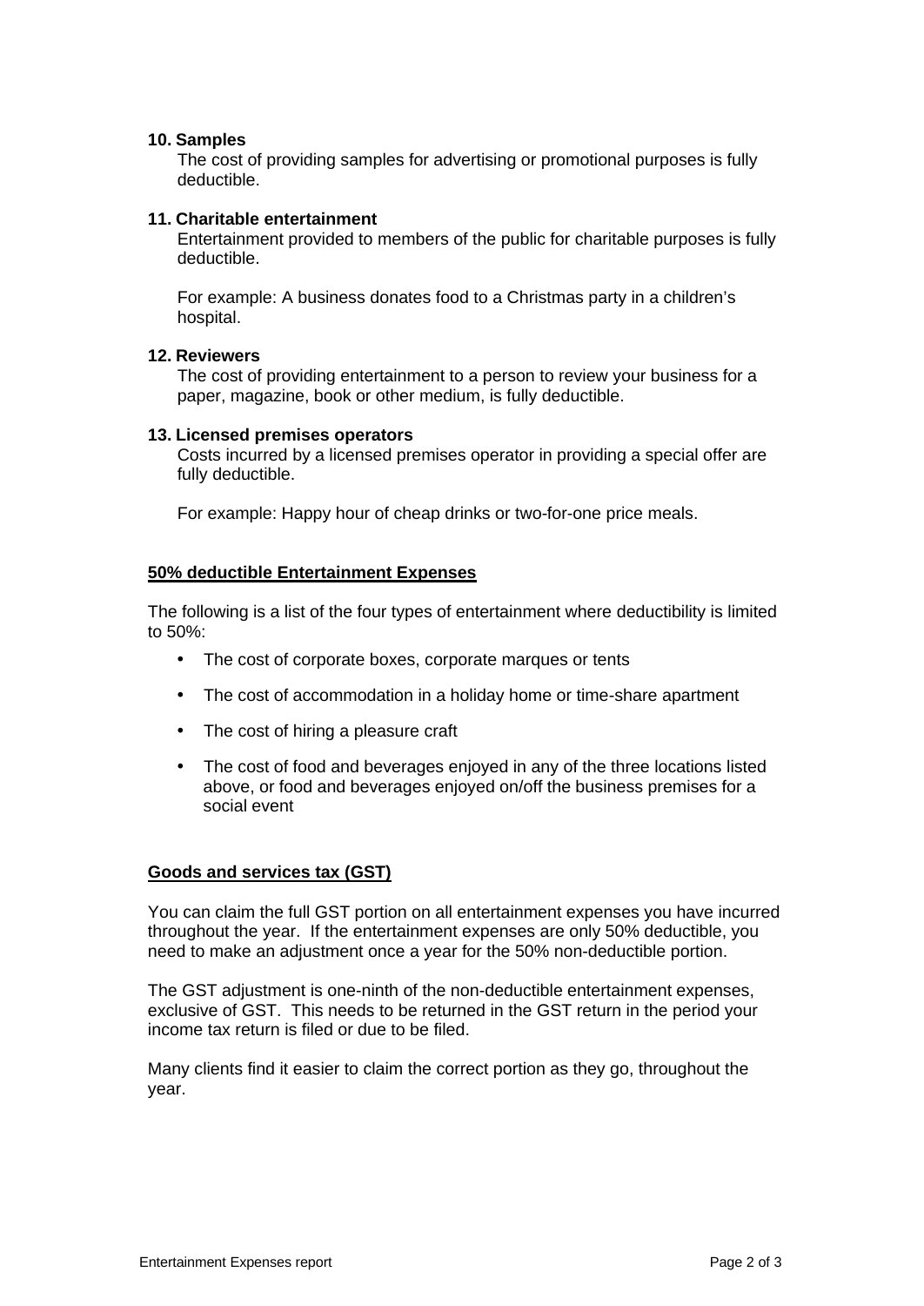**10. Samples**

The cost of providing samples for advertising or promotional purposes is fully deductible.

**11. Charitable entertainment**

Entertainment provided to members of the public for charitable purposes is fully deductible.

For example: A business donates food to a Christmas party in a children's hospital.

**12. Reviewers**

The cost of providing entertainment to a person to review your business for a paper, magazine, book or other medium, is fully deductible.

**13. Licensed premises operators**

Costs incurred by a licensed premises operator in providing a special offer are fully deductible.

For example: Happy hour of cheap drinks or two-for-one price meals.

## 50% deductible Entertainment Expenses

The following is a list of the four types of entertainment where deductibility is limited to 50%:

- The cost of corporate boxes, corporate marques or tents
- The cost of accommodation in a holiday home or time-share apartment
- The cost of hiring a pleasure craft
- The cost of food and beverages enjoyed in any of the three locations listed above, or food and beverages enjoyed on/off the business premises for a social event

## Goods and services tax (GST)

You can claim the full GST portion on all entertainment expenses you have incurred throughout the year. If the entertainment expenses are only 50% deductible, you need to make an adjustment once a year for the 50% non-deductible portion.

The GST adjustment is one-ninth of the non-deductible entertainment expenses, exclusive of GST. This needs to be returned in the GST return in the period your income tax return is filed or due to be filed.

Many clients find it easier to claim the correct portion as they go, throughout the year.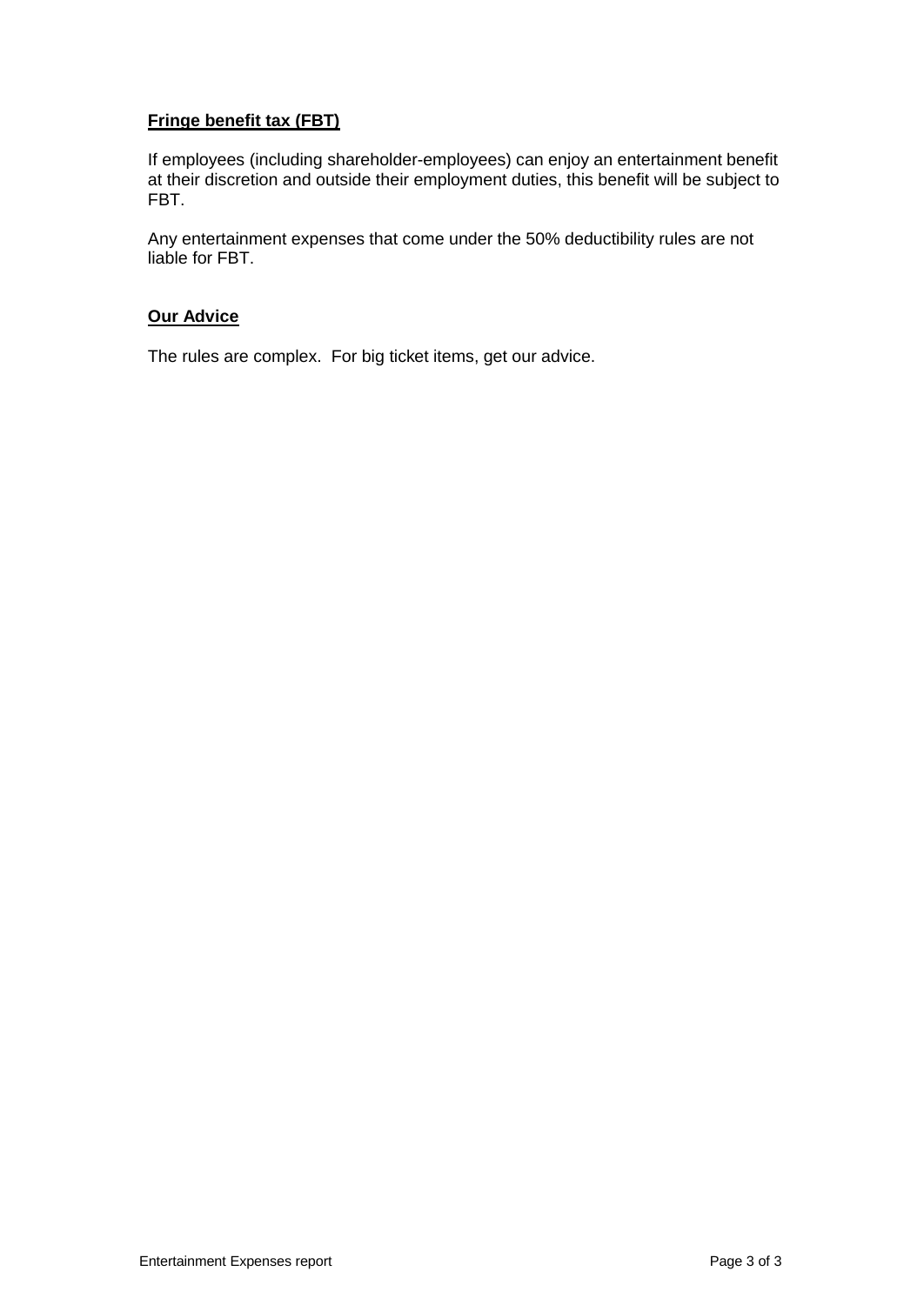**Fringe benefit tax (FBT)**

If employees (including shareholder-employees) can enjoy an entertainment benefit at their discretion and outside their employment duties, this benefit will be subject to FBT.

Any entertainment expenses that come under the 50% deductibility rules are not liable for FBT.

**Our Advice**

The rules are complex. For big ticket items, get our advice.